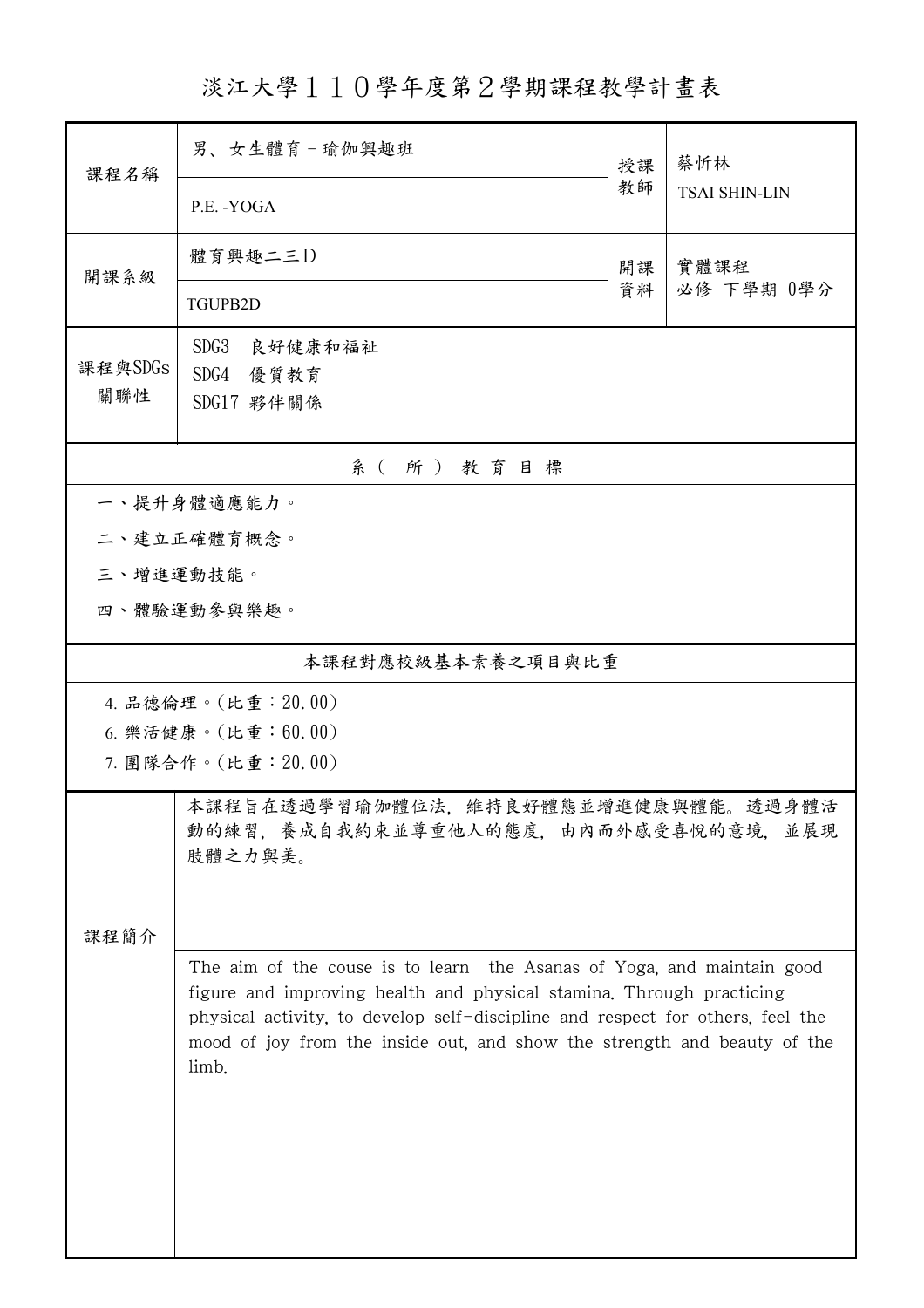# 淡江大學１１０學年度第２學期課程教學計畫表

| | | | |
|---|---|---|---|
| 課程名稱 | 男、女生體育－瑜伽興趣班<br>P.E. -YOGA | 授課教師 | 蔡忻林<br>TSAI SHIN-LIN |
| 開課系級 | 體育興趣二三D<br>TGUPB2D | 開課資料 | 實體課程<br>必修 下學期 0學分 |
| 課程與SDGs關聯性 | SDG3 良好健康和福祉<br>SDG4 優質教育<br>SDG17 夥伴關係 | | |

## 系（所）教育目標

一、提升身體適應能力。

二、建立正確體育概念。

三、增進運動技能。

四、體驗運動參與樂趣。

## 本課程對應校級基本素養之項目與比重

4. 品德倫理。(比重：20.00)
6. 樂活健康。(比重：60.00)
7. 團隊合作。(比重：20.00)

## 課程簡介

本課程旨在透過學習瑜伽體位法，維持良好體態並增進健康與體能。透過身體活動的練習，養成自我約束並尊重他人的態度，由內而外感受喜悅的意境，並展現肢體之力與美。

The aim of the couse is to learn the Asanas of Yoga, and maintain good figure and improving health and physical stamina. Through practicing physical activity, to develop self-discipline and respect for others, feel the mood of joy from the inside out, and show the strength and beauty of the limb.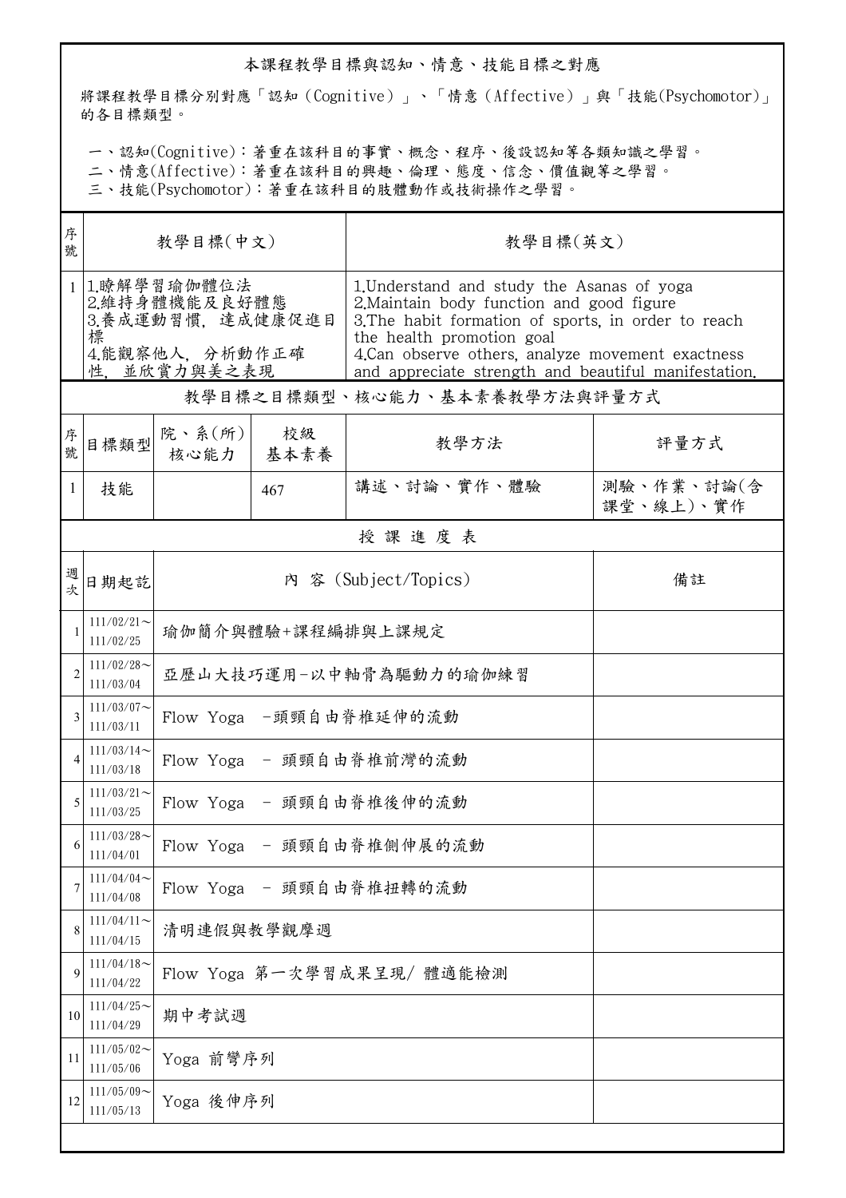## 本課程教學目標與認知、情意、技能目標之對應

將課程教學目標分別對應「認知（Cognitive）」、「情意（Affective）」與「技能(Psychomotor)」的各目標類型。

一、認知(Cognitive)：著重在該科目的事實、概念、程序、後設認知等各類知識之學習。
二、情意(Affective)：著重在該科目的興趣、倫理、態度、信念、價值觀等之學習。
三、技能(Psychomotor)：著重在該科目的肢體動作或技術操作之學習。

| 序號 | 教學目標(中文) | 教學目標(英文) |
|---|---|---|
| 1 | 1.瞭解學習瑜伽體位法<br>2.維持身體機能及良好體態<br>3.養成運動習慣，達成健康促進目標<br>4.能觀察他人，分析動作正確性，並欣賞力與美之表現 | 1.Understand and study the Asanas of yoga<br>2.Maintain body function and good figure<br>3.The habit formation of sports, in order to reach the health promotion goal<br>4.Can observe others, analyze movement exactness and appreciate strength and beautiful manifestation. |

### 教學目標之目標類型、核心能力、基本素養教學方法與評量方式

| 序號 | 目標類型 | 院、系(所)核心能力 | 校級基本素養 | 教學方法 | 評量方式 |
|---|---|---|---|---|---|
| 1 | 技能 | | 467 | 講述、討論、實作、體驗 | 測驗、作業、討論(含課堂、線上)、實作 |

### 授 課 進 度 表

| 週次 | 日期起訖 | 內 容 (Subject/Topics) | 備註 |
|---|---|---|---|
| 1 | 111/02/21～111/02/25 | 瑜伽簡介與體驗+課程編排與上課規定 | |
| 2 | 111/02/28～111/03/04 | 亞歷山大技巧運用-以中軸骨為驅動力的瑜伽練習 | |
| 3 | 111/03/07～111/03/11 | Flow Yoga -頭頸自由脊椎延伸的流動 | |
| 4 | 111/03/14～111/03/18 | Flow Yoga - 頭頸自由脊椎前彎的流動 | |
| 5 | 111/03/21～111/03/25 | Flow Yoga - 頭頸自由脊椎後伸的流動 | |
| 6 | 111/03/28～111/04/01 | Flow Yoga - 頭頸自由脊椎側伸展的流動 | |
| 7 | 111/04/04～111/04/08 | Flow Yoga - 頭頸自由脊椎扭轉的流動 | |
| 8 | 111/04/11～111/04/15 | 清明連假與教學觀摩週 | |
| 9 | 111/04/18～111/04/22 | Flow Yoga 第一次學習成果呈現/ 體適能檢測 | |
| 10 | 111/04/25～111/04/29 | 期中考試週 | |
| 11 | 111/05/02～111/05/06 | Yoga 前彎序列 | |
| 12 | 111/05/09～111/05/13 | Yoga 後伸序列 | |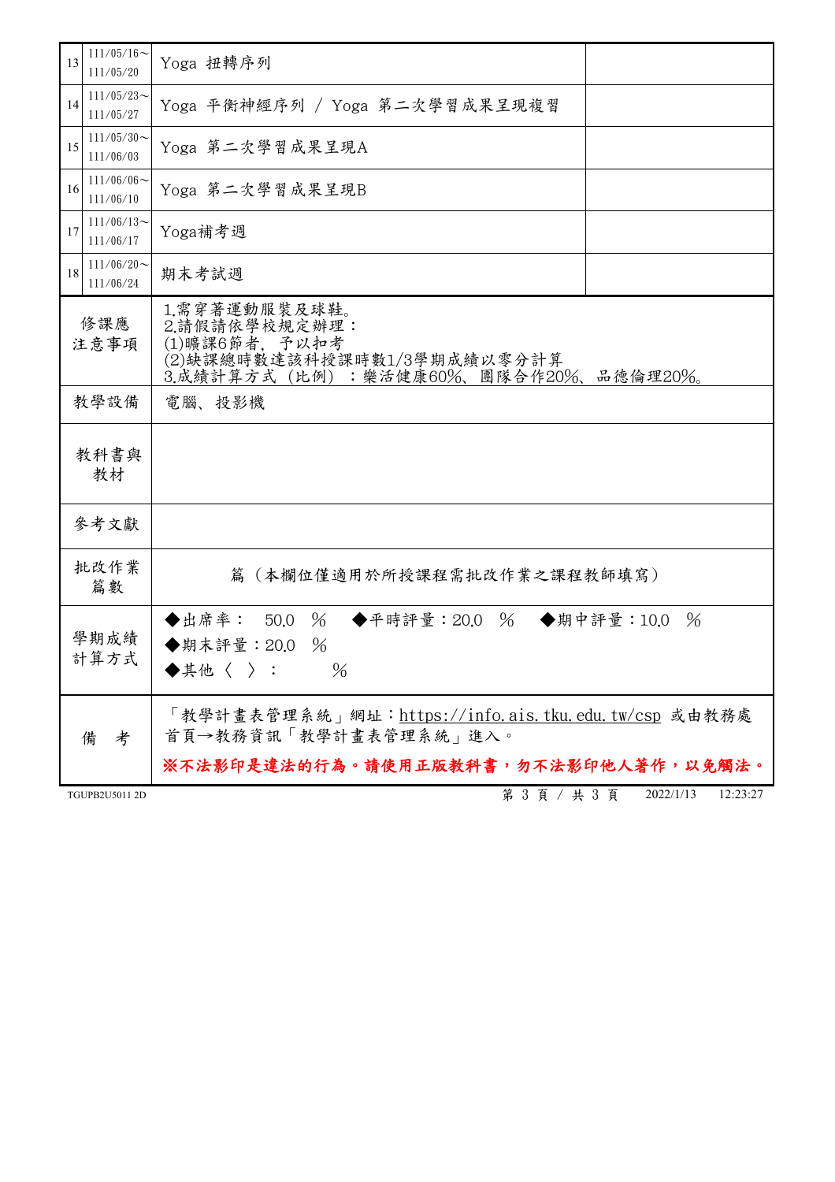| | | | |
|---|---|---|---|
| 13 | 111/05/16～<br>111/05/20 | Yoga 扭轉序列 | |
| 14 | 111/05/23～<br>111/05/27 | Yoga 平衡神經序列 / Yoga 第二次學習成果呈現複習 | |
| 15 | 111/05/30～<br>111/06/03 | Yoga 第二次學習成果呈現A | |
| 16 | 111/06/06～<br>111/06/10 | Yoga 第二次學習成果呈現B | |
| 17 | 111/06/13～<br>111/06/17 | Yoga補考週 | |
| 18 | 111/06/20～<br>111/06/24 | 期末考試週 | |

| | |
|---|---|
| 修課應注意事項 | 1.需穿著運動服裝及球鞋。<br>2.請假請依學校規定辦理：<br>(1)曠課6節者，予以扣考<br>(2)缺課總時數達該科授課時數1/3學期成績以零分計算<br>3.成績計算方式（比例）：樂活健康60%、團隊合作20%、品德倫理20%。 |
| 教學設備 | 電腦、投影機 |
| 教科書與教材 | |
| 參考文獻 | |
| 批改作業篇數 | 篇（本欄位僅適用於所授課程需批改作業之課程教師填寫） |
| 學期成績計算方式 | ◆出席率： 50.0 ％　◆平時評量：20.0 ％　◆期中評量：10.0 ％<br>◆期末評量：20.0 ％<br>◆其他〈 〉： ％ |
| 備　考 | 「教學計畫表管理系統」網址：https://info.ais.tku.edu.tw/csp 或由教務處首頁→教務資訊「教學計畫表管理系統」進入。<br>**※不法影印是違法的行為。請使用正版教科書，勿不法影印他人著作，以免觸法。** |

TGUPB2U5011 2D　　2022/1/13　12:23:27